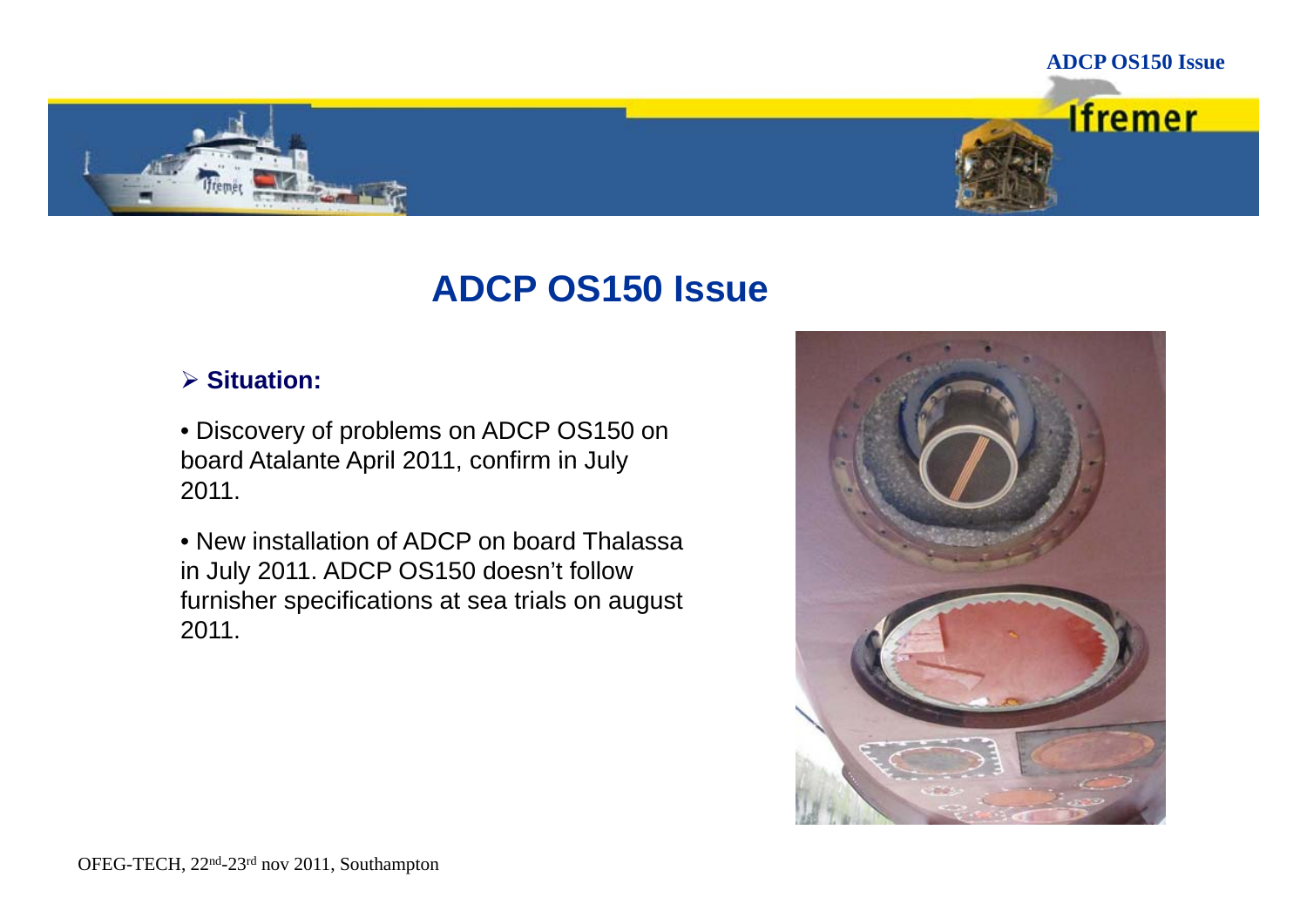# ADCP OS150 Issue

- **Situation:**

• Discovery of problems on ADCP OS150 on board Atalante April 2011, confirm in July 2011.

• New installation of ADCP on board Thalassa in July 2011. ADCP OS150 doesn't follow furnisher specifications at sea trials on august 2011.

OFEG-TECH, 22nd-23rd nov 2011, Southampton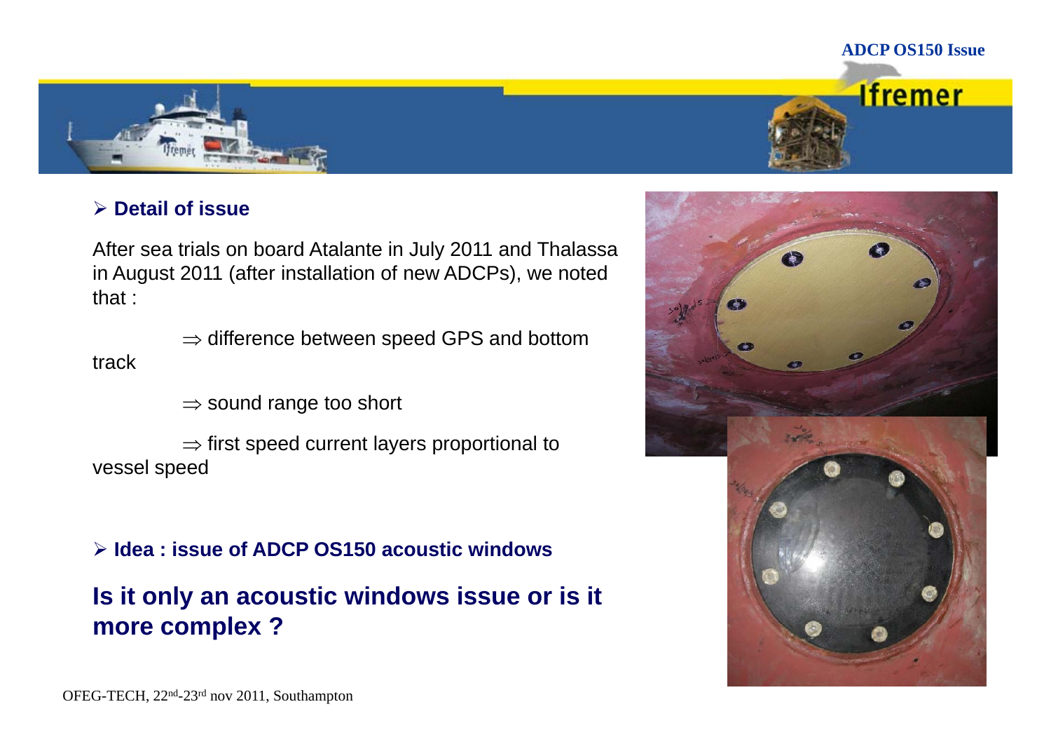## ADCP OS150 Issue

### Detail of issue

After sea trials on board Atalante in July 2011 and Thalassa in August 2011 (after installation of new ADCPs), we noted that :

$\Rightarrow$ difference between speed GPS and bottom track

$\Rightarrow$ sound range too short

$\Rightarrow$ first speed current layers proportional to vessel speed

### Idea : issue of ADCP OS150 acoustic windows

**Is it only an acoustic windows issue or is it more complex ?**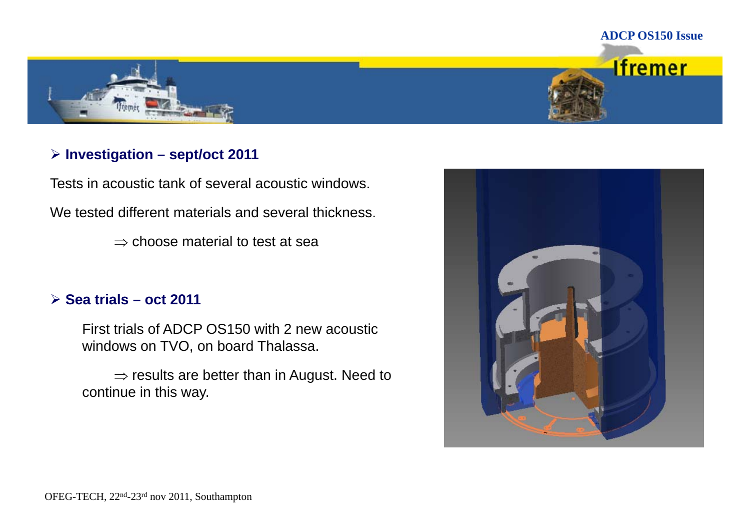- **Investigation – sept/oct 2011**

Tests in acoustic tank of several acoustic windows.

We tested different materials and several thickness.

$\Rightarrow$ choose material to test at sea

- **Sea trials – oct 2011**

First trials of ADCP OS150 with 2 new acoustic windows on TVO, on board Thalassa.

$\Rightarrow$ results are better than in August. Need to continue in this way.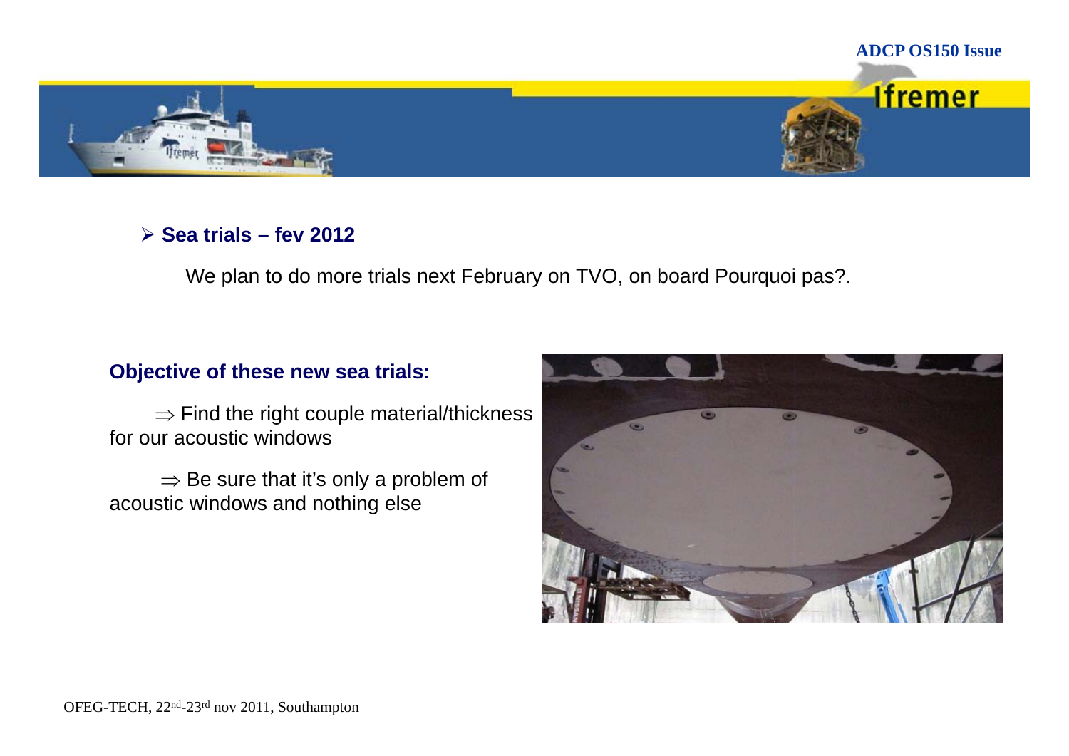- **Sea trials – fev 2012**

  We plan to do more trials next February on TVO, on board Pourquoi pas?.

**Objective of these new sea trials:**

⇒ Find the right couple material/thickness for our acoustic windows

⇒ Be sure that it's only a problem of acoustic windows and nothing else